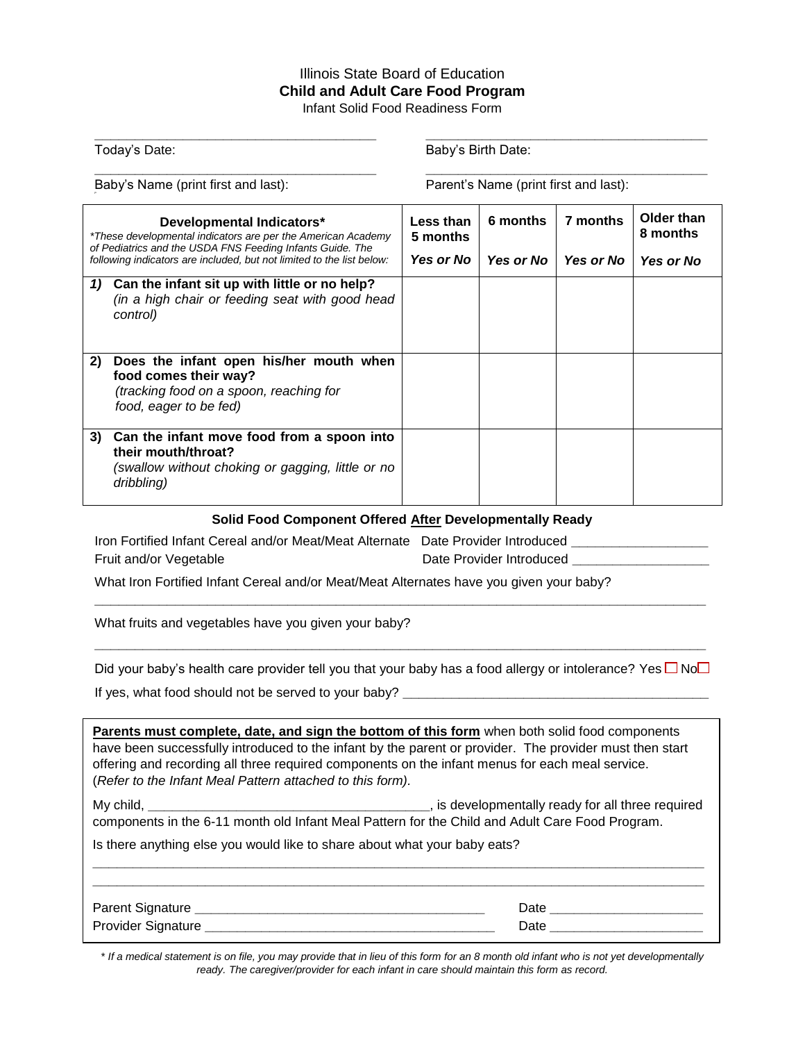Illinois State Board of Education

**Child and Adult Care Food Program**

Infant Solid Food Readiness Form

Today's Date: ____________________ Baby's Birth Date: ____________________

Baby's Name (print first and last): ____________________ Parent's Name (print first and last): ____________________

| **Developmental Indicators*** *These developmental indicators are per the American Academy of Pediatrics and the USDA FNS Feeding Infants Guide. The following indicators are included, but not limited to the list below:* | **Less than 5 months** ***Yes or No*** | **6 months** ***Yes or No*** | **7 months** ***Yes or No*** | **Older than 8 months** ***Yes or No*** |
|---|---|---|---|---|
| ***1)*** **Can the infant sit up with little or no help?** *(in a high chair or feeding seat with good head control)* | | | | |
| **2) Does the infant open his/her mouth when food comes their way?** *(tracking food on a spoon, reaching for food, eager to be fed)* | | | | |
| **3) Can the infant move food from a spoon into their mouth/throat?** *(swallow without choking or gagging, little or no dribbling)* | | | | |

**Solid Food Component Offered After Developmentally Ready**

Iron Fortified Infant Cereal and/or Meat/Meat Alternate Date Provider Introduced ____________________

Fruit and/or Vegetable Date Provider Introduced ____________________

What Iron Fortified Infant Cereal and/or Meat/Meat Alternates have you given your baby?

________________________________________________________________________________

What fruits and vegetables have you given your baby?

________________________________________________________________________________

Did your baby's health care provider tell you that your baby has a food allergy or intolerance? Yes ☐ No☐

If yes, what food should not be served to your baby? ____________________

**Parents must complete, date, and sign the bottom of this form** when both solid food components have been successfully introduced to the infant by the parent or provider. The provider must then start offering and recording all three required components on the infant menus for each meal service. (*Refer to the Infant Meal Pattern attached to this form).*

My child, ________________________________, is developmentally ready for all three required components in the 6-11 month old Infant Meal Pattern for the Child and Adult Care Food Program.

Is there anything else you would like to share about what your baby eats?

________________________________________________________________________________

________________________________________________________________________________

Parent Signature ________________________________ Date ____________________

Provider Signature ________________________________ Date ____________________

*\* If a medical statement is on file, you may provide that in lieu of this form for an 8 month old infant who is not yet developmentally ready. The caregiver/provider for each infant in care should maintain this form as record.*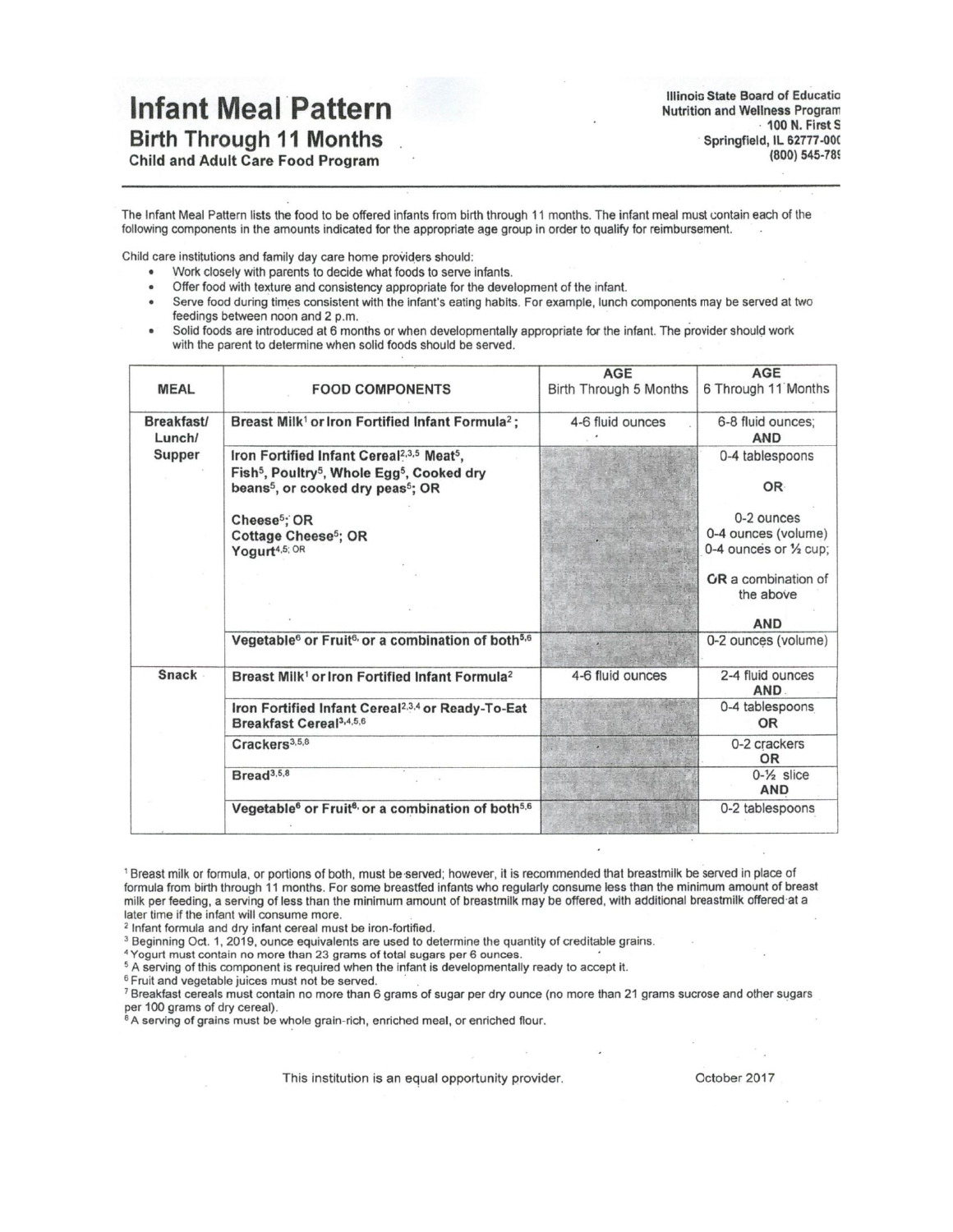# Infant Meal Pattern

## Birth Through 11 Months

### Child and Adult Care Food Program

Illinois State Board of Educatio
Nutrition and Wellness Program
100 N. First S
Springfield, IL 62777-00(
(800) 545-78(

The Infant Meal Pattern lists the food to be offered infants from birth through 11 months. The infant meal must contain each of the following components in the amounts indicated for the appropriate age group in order to qualify for reimbursement.

Child care institutions and family day care home providers should:

- Work closely with parents to decide what foods to serve infants.
- Offer food with texture and consistency appropriate for the development of the infant.
- Serve food during times consistent with the infant's eating habits. For example, lunch components may be served at two feedings between noon and 2 p.m.
- Solid foods are introduced at 6 months or when developmentally appropriate for the infant. The provider should work with the parent to determine when solid foods should be served.

| MEAL | FOOD COMPONENTS | AGE Birth Through 5 Months | AGE 6 Through 11 Months |
|---|---|---|---|
| Breakfast/ Lunch/ Supper | **Breast Milk[1] or Iron Fortified Infant Formula[2];** | 4-6 fluid ounces | 6-8 fluid ounces; **AND** |
| | **Iron Fortified Infant Cereal[2,3,5] Meat[5], Fish[5], Poultry[5], Whole Egg[5], Cooked dry beans[5], or cooked dry peas[5]; OR** | | 0-4 tablespoons **OR** |
| | **Cheese[5]; OR** | | 0-2 ounces |
| | **Cottage Cheese[5]; OR** | | 0-4 ounces (volume) |
| | **Yogurt[4,5]; OR** | | 0-4 ounces or ½ cup; **OR** a combination of the above **AND** |
| | **Vegetable[6] or Fruit[6], or a combination of both[5,6]** | | 0-2 ounces (volume) |
| Snack | **Breast Milk[1] or Iron Fortified Infant Formula[2]** | 4-6 fluid ounces | 2-4 fluid ounces **AND** |
| | **Iron Fortified Infant Cereal[2,3,4] or Ready-To-Eat Breakfast Cereal[3,4,5,6]** | | 0-4 tablespoons **OR** |
| | **Crackers[3,5,8]** | | 0-2 crackers **OR** |
| | **Bread[3,5,8]** | | 0-½ slice **AND** |
| | **Vegetable[6] or Fruit[6], or a combination of both[5,6]** | | 0-2 tablespoons |

[1] Breast milk or formula, or portions of both, must be served; however, it is recommended that breastmilk be served in place of formula from birth through 11 months. For some breastfed infants who regularly consume less than the minimum amount of breast milk per feeding, a serving of less than the minimum amount of breastmilk may be offered, with additional breastmilk offered at a later time if the infant will consume more.

[2] Infant formula and dry infant cereal must be iron-fortified.

[3] Beginning Oct. 1, 2019, ounce equivalents are used to determine the quantity of creditable grains.

[4] Yogurt must contain no more than 23 grams of total sugars per 6 ounces.

[5] A serving of this component is required when the infant is developmentally ready to accept it.

[6] Fruit and vegetable juices must not be served.

[7] Breakfast cereals must contain no more than 6 grams of sugar per dry ounce (no more than 21 grams sucrose and other sugars per 100 grams of dry cereal).

[8] A serving of grains must be whole grain-rich, enriched meal, or enriched flour.

This institution is an equal opportunity provider.

October 2017